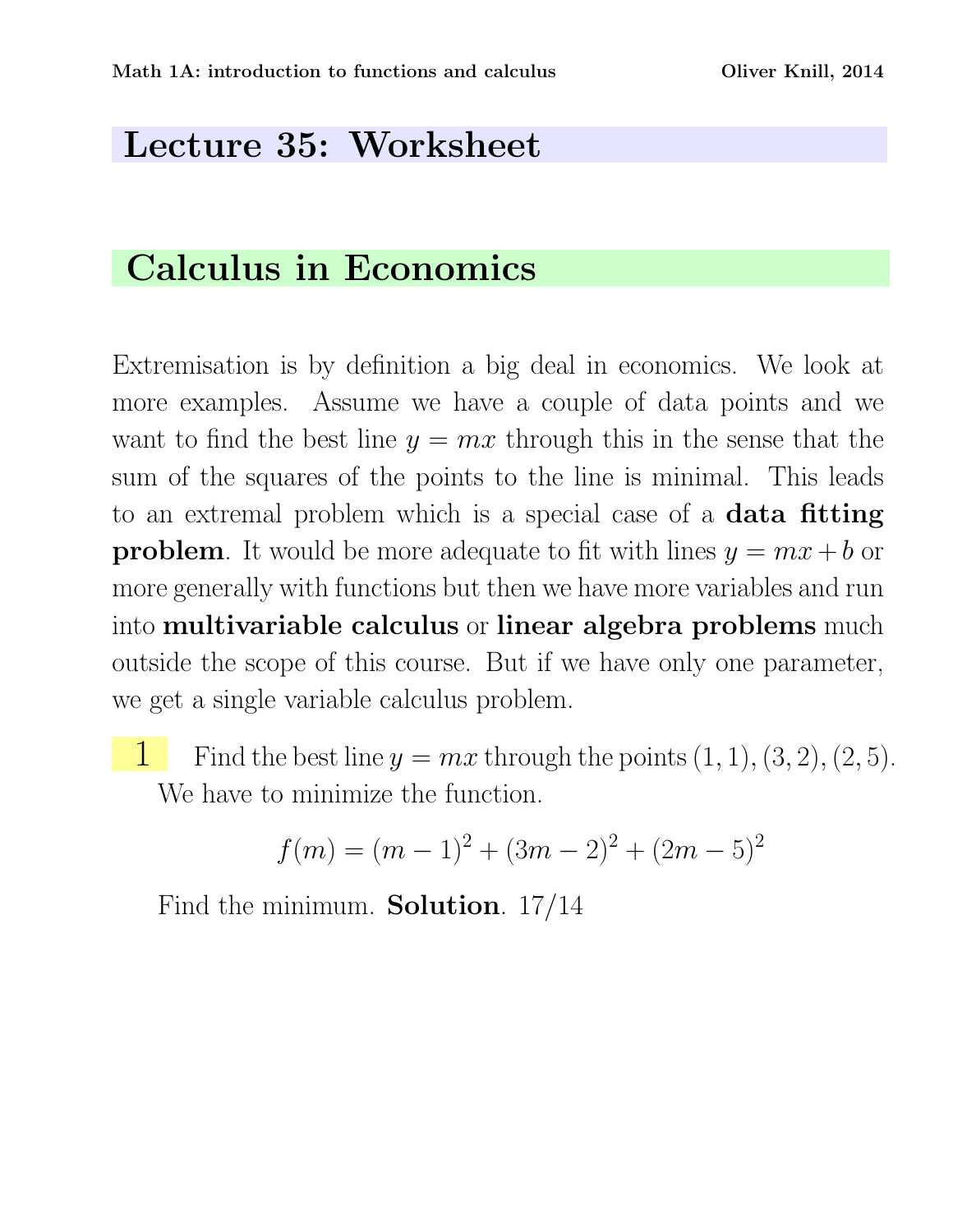# Lecture 35: Worksheet

## Calculus in Economics

Extremisation is by definition a big deal in economics. We look at more examples. Assume we have a couple of data points and we want to find the best line $y = mx$ through this in the sense that the sum of the squares of the points to the line is minimal. This leads to an extremal problem which is a special case of a **data fitting problem**. It would be more adequate to fit with lines $y = mx + b$ or more generally with functions but then we have more variables and run into **multivariable calculus** or **linear algebra problems** much outside the scope of this course. But if we have only one parameter, we get a single variable calculus problem.

**1** Find the best line $y = mx$ through the points $(1, 1), (3, 2), (2, 5)$. We have to minimize the function.

$$f(m) = (m - 1)^2 + (3m - 2)^2 + (2m - 5)^2$$

Find the minimum. **Solution**. 17/14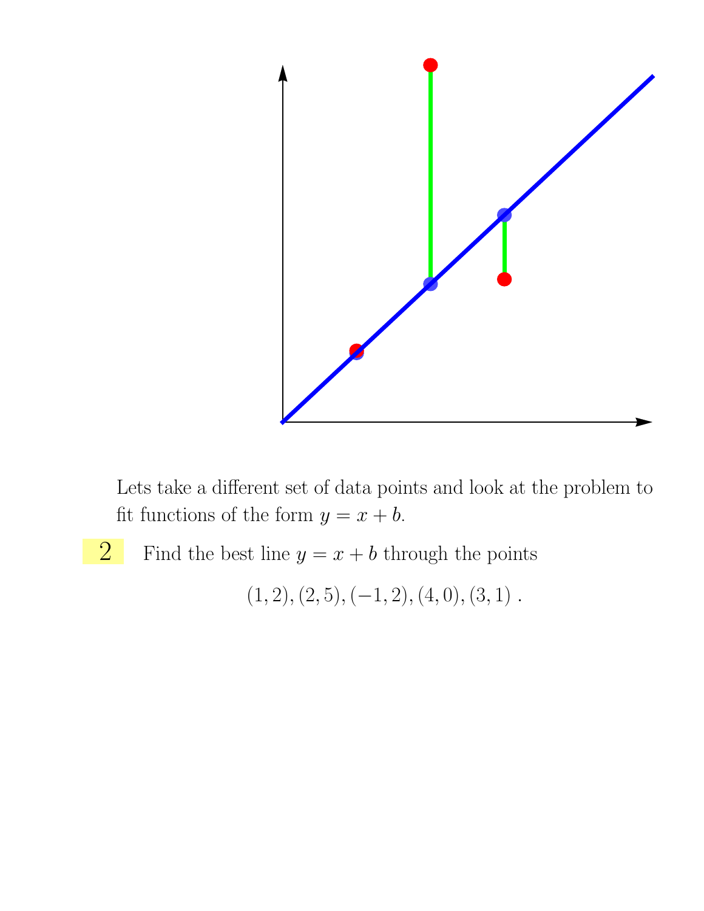Lets take a different set of data points and look at the problem to fit functions of the form $y = x + b$.

**2** Find the best line $y = x + b$ through the points

$$(1,2), (2,5), (-1,2), (4,0), (3,1) .$$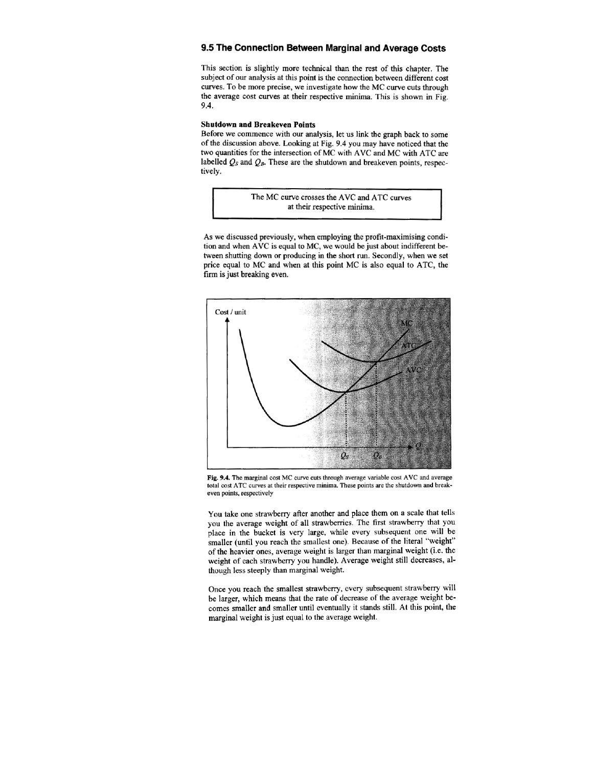## 9.5 The Connection Between Marginal and Average Costs

This section is slightly more technical than the rest of this chapter. The subject of our analysis at this point is the connection between different cost curves. To be more precise, we investigate how the MC curve cuts through the average cost curves at their respective minima. This is shown in Fig. 9.4.

**Shutdown and Breakeven Points**

Before we commence with our analysis, let us link the graph back to some of the discussion above. Looking at Fig. 9.4 you may have noticed that the two quantities for the intersection of MC with AVC and MC with ATC are labelled $Q_S$ and $Q_B$. These are the shutdown and breakeven points, respectively.

> The MC curve crosses the AVC and ATC curves at their respective minima.

As we discussed previously, when employing the profit-maximising condition and when AVC is equal to MC, we would be just about indifferent between shutting down or producing in the short run. Secondly, when we set price equal to MC and when at this point MC is also equal to ATC, the firm is just breaking even.

**Fig. 9.4.** The marginal cost MC curve cuts through average variable cost AVC and average total cost ATC curves at their respective minima. These points are the shutdown and breakeven points, respectively

You take one strawberry after another and place them on a scale that tells you the average weight of all strawberries. The first strawberry that you place in the bucket is very large, while every subsequent one will be smaller (until you reach the smallest one). Because of the literal "weight" of the heavier ones, average weight is larger than marginal weight (i.e. the weight of each strawberry you handle). Average weight still decreases, although less steeply than marginal weight.

Once you reach the smallest strawberry, every subsequent strawberry will be larger, which means that the rate of decrease of the average weight becomes smaller and smaller until eventually it stands still. At this point, the marginal weight is just equal to the average weight.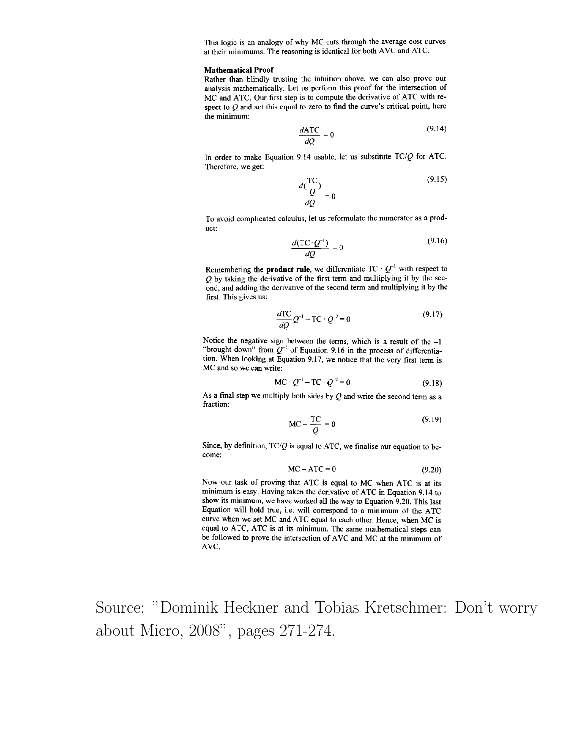This logic is an analogy of why MC cuts through the average cost curves at their minimums. The reasoning is identical for both AVC and ATC.

**Mathematical Proof**

Rather than blindly trusting the intuition above, we can also prove our analysis mathematically. Let us perform this proof for the intersection of MC and ATC. Our first step is to compute the derivative of ATC with respect to $Q$ and set this equal to zero to find the curve's critical point, here the minimum:

$$\frac{d\text{ATC}}{dQ} = 0 \tag{9.14}$$

In order to make Equation 9.14 usable, let us substitute TC/$Q$ for ATC. Therefore, we get:

$$\frac{d(\frac{\text{TC}}{Q})}{dQ} = 0 \tag{9.15}$$

To avoid complicated calculus, let us reformulate the numerator as a product:

$$\frac{d(\text{TC} \cdot Q^{-1})}{dQ} = 0 \tag{9.16}$$

Remembering the **product rule**, we differentiate $\text{TC} \cdot Q^{-1}$ with respect to $Q$ by taking the derivative of the first term and multiplying it by the second, and adding the derivative of the second term and multiplying it by the first. This gives us:

$$\frac{d\text{TC}}{dQ} Q^{-1} - \text{TC} \cdot Q^{-2} = 0 \tag{9.17}$$

Notice the negative sign between the terms, which is a result of the $-1$ "brought down" from $Q^{-1}$ of Equation 9.16 in the process of differentiation. When looking at Equation 9.17, we notice that the very first term is MC and so we can write:

$$\text{MC} \cdot Q^{-1} - \text{TC} \cdot Q^{-2} = 0 \tag{9.18}$$

As a final step we multiply both sides by $Q$ and write the second term as a fraction:

$$\text{MC} - \frac{\text{TC}}{Q} = 0 \tag{9.19}$$

Since, by definition, TC/$Q$ is equal to ATC, we finalise our equation to become:

$$\text{MC} - \text{ATC} = 0 \tag{9.20}$$

Now our task of proving that ATC is equal to MC when ATC is at its minimum is easy. Having taken the derivative of ATC in Equation 9.14 to show its minimum, we have worked all the way to Equation 9.20. This last Equation will hold true, i.e. will correspond to a minimum of the ATC curve when we set MC and ATC equal to each other. Hence, when MC is equal to ATC, ATC is at its minimum. The same mathematical steps can be followed to prove the intersection of AVC and MC at the minimum of AVC.

Source: "Dominik Heckner and Tobias Kretschmer: Don't worry about Micro, 2008", pages 271-274.